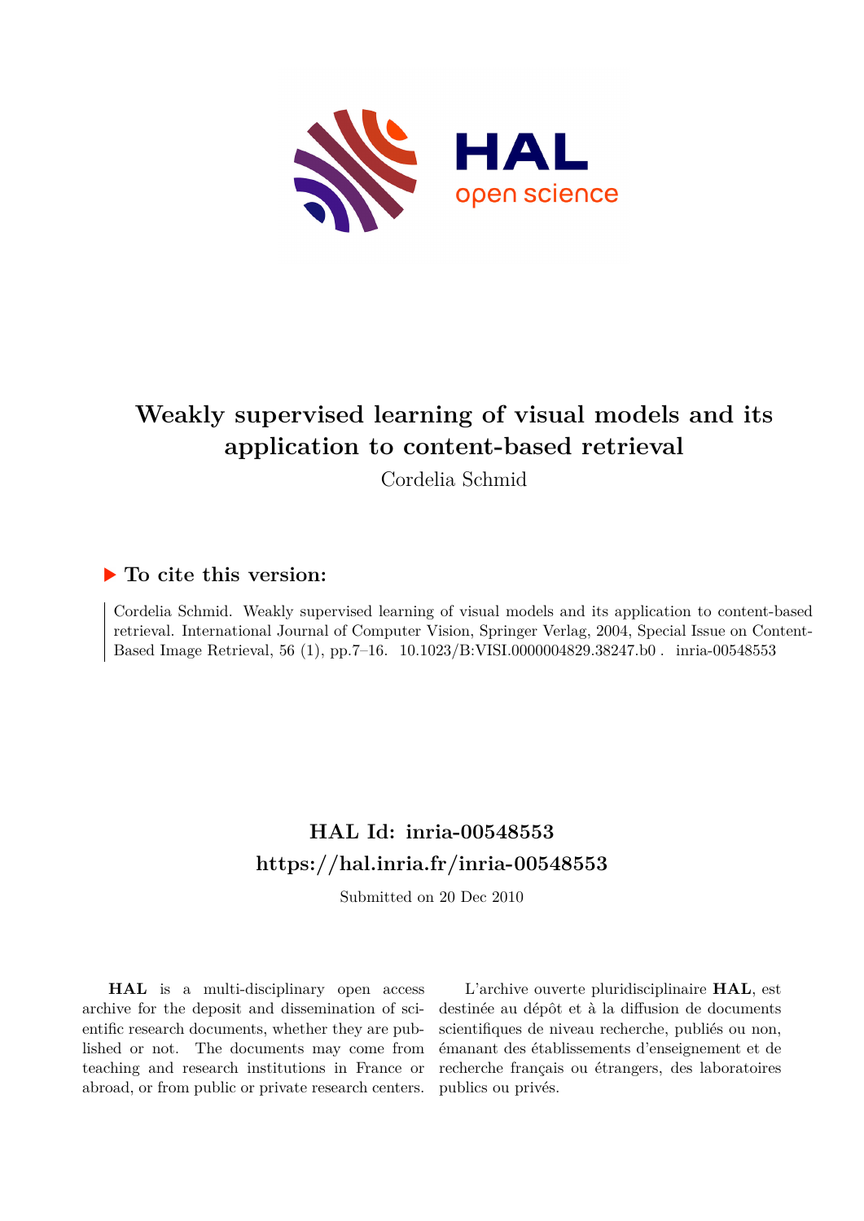# Weakly supervised learning of visual models and its application to content-based retrieval

Cordelia Schmid

## ▶ To cite this version:

Cordelia Schmid. Weakly supervised learning of visual models and its application to content-based retrieval. International Journal of Computer Vision, Springer Verlag, 2004, Special Issue on Content-Based Image Retrieval, 56 (1), pp.7–16. 10.1023/B:VISI.0000004829.38247.b0 . inria-00548553

## HAL Id: inria-00548553
## https://hal.inria.fr/inria-00548553

Submitted on 20 Dec 2010

**HAL** is a multi-disciplinary open access archive for the deposit and dissemination of scientific research documents, whether they are published or not. The documents may come from teaching and research institutions in France or abroad, or from public or private research centers.

L'archive ouverte pluridisciplinaire **HAL**, est destinée au dépôt et à la diffusion de documents scientifiques de niveau recherche, publiés ou non, émanant des établissements d'enseignement et de recherche français ou étrangers, des laboratoires publics ou privés.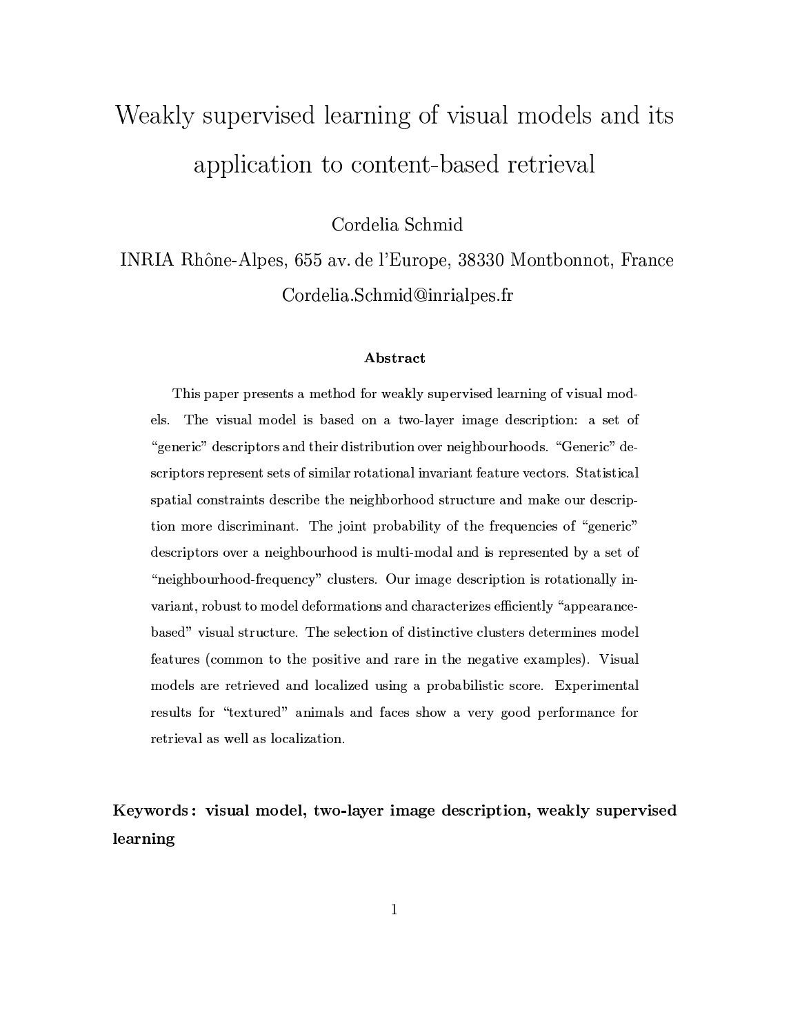# Weakly supervised learning of visual models and its application to content-based retrieval

Cordelia Schmid

INRIA Rhône-Alpes, 655 av. de l'Europe, 38330 Montbonnot, France

Cordelia.Schmid@inrialpes.fr

### Abstract

This paper presents a method for weakly supervised learning of visual models. The visual model is based on a two-layer image description: a set of "generic" descriptors and their distribution over neighbourhoods. "Generic" descriptors represent sets of similar rotational invariant feature vectors. Statistical spatial constraints describe the neighborhood structure and make our description more discriminant. The joint probability of the frequencies of "generic" descriptors over a neighbourhood is multi-modal and is represented by a set of "neighbourhood-frequency" clusters. Our image description is rotationally invariant, robust to model deformations and characterizes efficiently "appearance-based" visual structure. The selection of distinctive clusters determines model features (common to the positive and rare in the negative examples). Visual models are retrieved and localized using a probabilistic score. Experimental results for "textured" animals and faces show a very good performance for retrieval as well as localization.

**Keywords: visual model, two-layer image description, weakly supervised learning**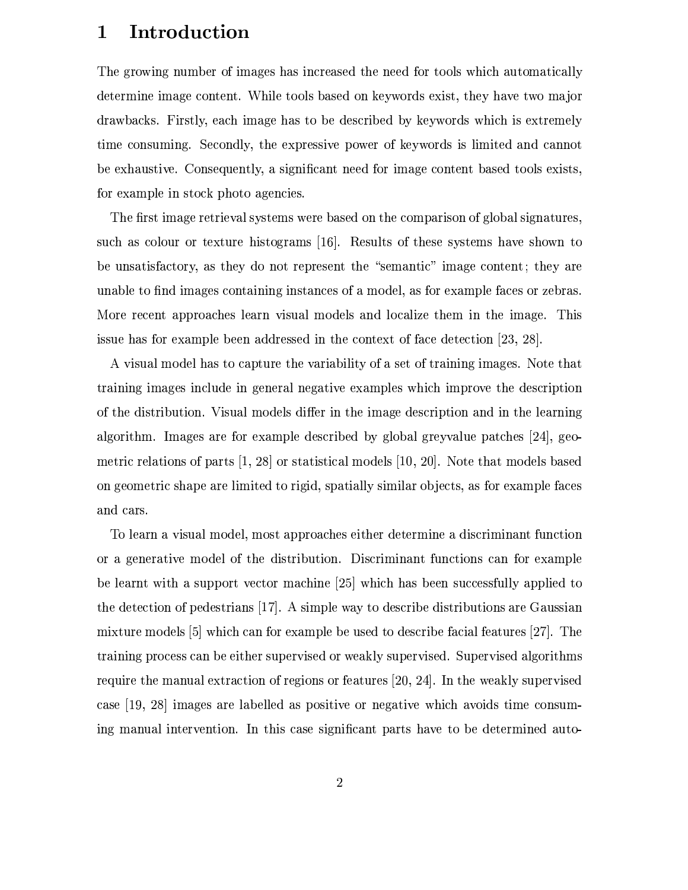# 1 Introduction

The growing number of images has increased the need for tools which automatically determine image content. While tools based on keywords exist, they have two major drawbacks. Firstly, each image has to be described by keywords which is extremely time consuming. Secondly, the expressive power of keywords is limited and cannot be exhaustive. Consequently, a significant need for image content based tools exists, for example in stock photo agencies.

The first image retrieval systems were based on the comparison of global signatures, such as colour or texture histograms [16]. Results of these systems have shown to be unsatisfactory, as they do not represent the "semantic" image content; they are unable to find images containing instances of a model, as for example faces or zebras. More recent approaches learn visual models and localize them in the image. This issue has for example been addressed in the context of face detection [23, 28].

A visual model has to capture the variability of a set of training images. Note that training images include in general negative examples which improve the description of the distribution. Visual models differ in the image description and in the learning algorithm. Images are for example described by global greyvalue patches [24], geometric relations of parts [1, 28] or statistical models [10, 20]. Note that models based on geometric shape are limited to rigid, spatially similar objects, as for example faces and cars.

To learn a visual model, most approaches either determine a discriminant function or a generative model of the distribution. Discriminant functions can for example be learnt with a support vector machine [25] which has been successfully applied to the detection of pedestrians [17]. A simple way to describe distributions are Gaussian mixture models [5] which can for example be used to describe facial features [27]. The training process can be either supervised or weakly supervised. Supervised algorithms require the manual extraction of regions or features [20, 24]. In the weakly supervised case [19, 28] images are labelled as positive or negative which avoids time consuming manual intervention. In this case significant parts have to be determined auto-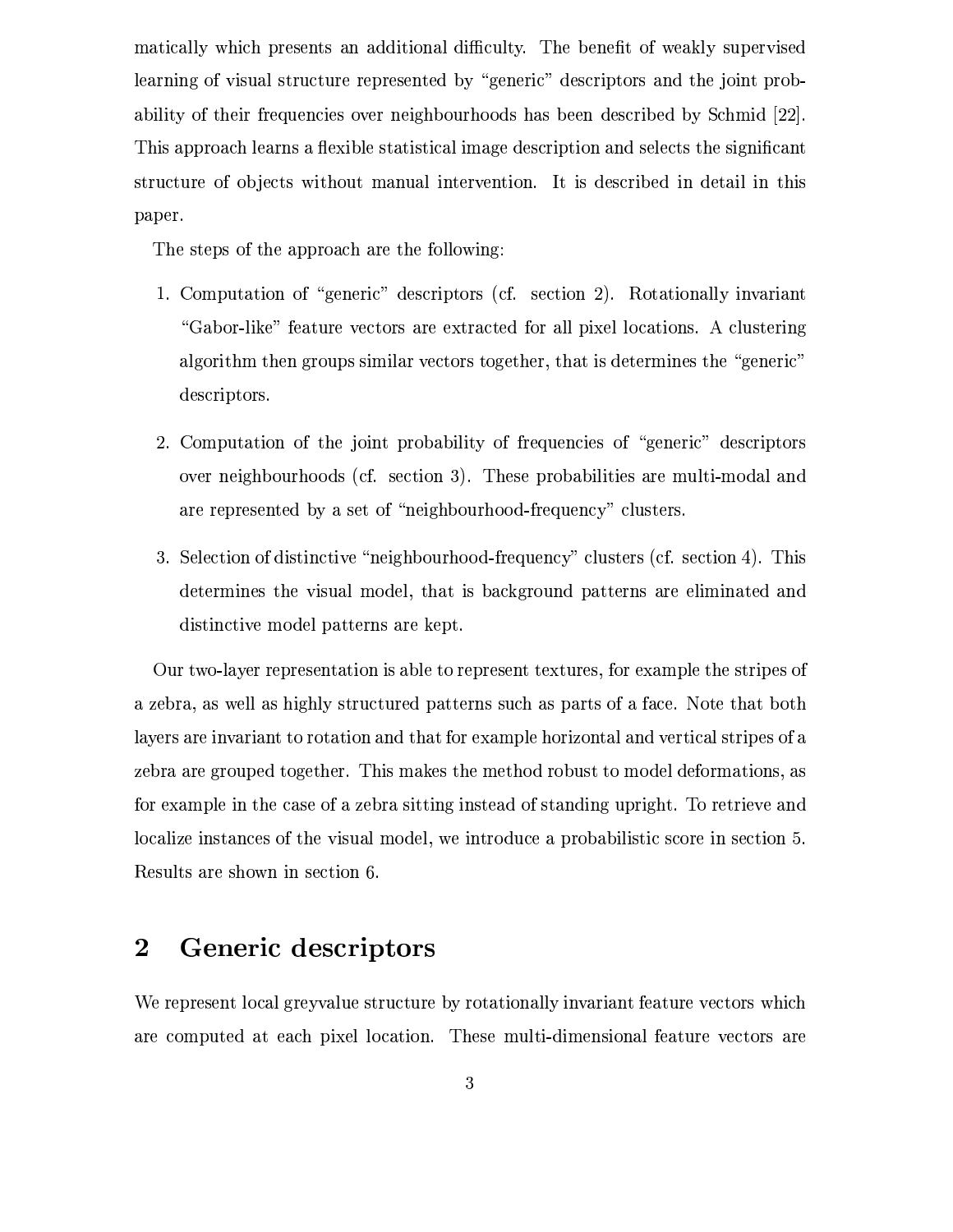matically which presents an additional difficulty. The benefit of weakly supervised learning of visual structure represented by "generic" descriptors and the joint probability of their frequencies over neighbourhoods has been described by Schmid [22]. This approach learns a flexible statistical image description and selects the significant structure of objects without manual intervention. It is described in detail in this paper.

The steps of the approach are the following:

1. Computation of "generic" descriptors (cf. section 2). Rotationally invariant "Gabor-like" feature vectors are extracted for all pixel locations. A clustering algorithm then groups similar vectors together, that is determines the "generic" descriptors.

2. Computation of the joint probability of frequencies of "generic" descriptors over neighbourhoods (cf. section 3). These probabilities are multi-modal and are represented by a set of "neighbourhood-frequency" clusters.

3. Selection of distinctive "neighbourhood-frequency" clusters (cf. section 4). This determines the visual model, that is background patterns are eliminated and distinctive model patterns are kept.

Our two-layer representation is able to represent textures, for example the stripes of a zebra, as well as highly structured patterns such as parts of a face. Note that both layers are invariant to rotation and that for example horizontal and vertical stripes of a zebra are grouped together. This makes the method robust to model deformations, as for example in the case of a zebra sitting instead of standing upright. To retrieve and localize instances of the visual model, we introduce a probabilistic score in section 5. Results are shown in section 6.

## 2 Generic descriptors

We represent local greyvalue structure by rotationally invariant feature vectors which are computed at each pixel location. These multi-dimensional feature vectors are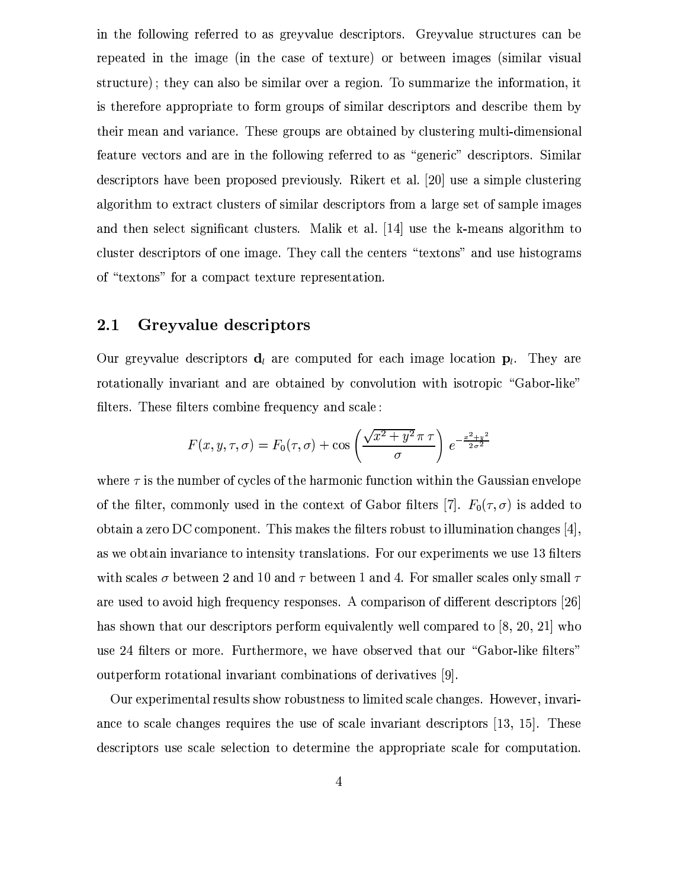in the following referred to as greyvalue descriptors. Greyvalue structures can be repeated in the image (in the case of texture) or between images (similar visual structure); they can also be similar over a region. To summarize the information, it is therefore appropriate to form groups of similar descriptors and describe them by their mean and variance. These groups are obtained by clustering multi-dimensional feature vectors and are in the following referred to as "generic" descriptors. Similar descriptors have been proposed previously. Rikert et al. [20] use a simple clustering algorithm to extract clusters of similar descriptors from a large set of sample images and then select significant clusters. Malik et al. [14] use the k-means algorithm to cluster descriptors of one image. They call the centers "textons" and use histograms of "textons" for a compact texture representation.

## 2.1 Greyvalue descriptors

Our greyvalue descriptors $\mathbf{d}_l$ are computed for each image location $\mathbf{p}_l$. They are rotationally invariant and are obtained by convolution with isotropic "Gabor-like" filters. These filters combine frequency and scale:

$$F(x, y, \tau, \sigma) = F_0(\tau, \sigma) + \cos\left(\frac{\sqrt{x^2 + y^2}\,\pi\,\tau}{\sigma}\right)\, e^{-\frac{x^2+y^2}{2\sigma^2}}$$

where $\tau$ is the number of cycles of the harmonic function within the Gaussian envelope of the filter, commonly used in the context of Gabor filters [7]. $F_0(\tau, \sigma)$ is added to obtain a zero DC component. This makes the filters robust to illumination changes [4], as we obtain invariance to intensity translations. For our experiments we use 13 filters with scales $\sigma$ between 2 and 10 and $\tau$ between 1 and 4. For smaller scales only small $\tau$ are used to avoid high frequency responses. A comparison of different descriptors [26] has shown that our descriptors perform equivalently well compared to [8, 20, 21] who use 24 filters or more. Furthermore, we have observed that our "Gabor-like filters" outperform rotational invariant combinations of derivatives [9].

Our experimental results show robustness to limited scale changes. However, invariance to scale changes requires the use of scale invariant descriptors [13, 15]. These descriptors use scale selection to determine the appropriate scale for computation.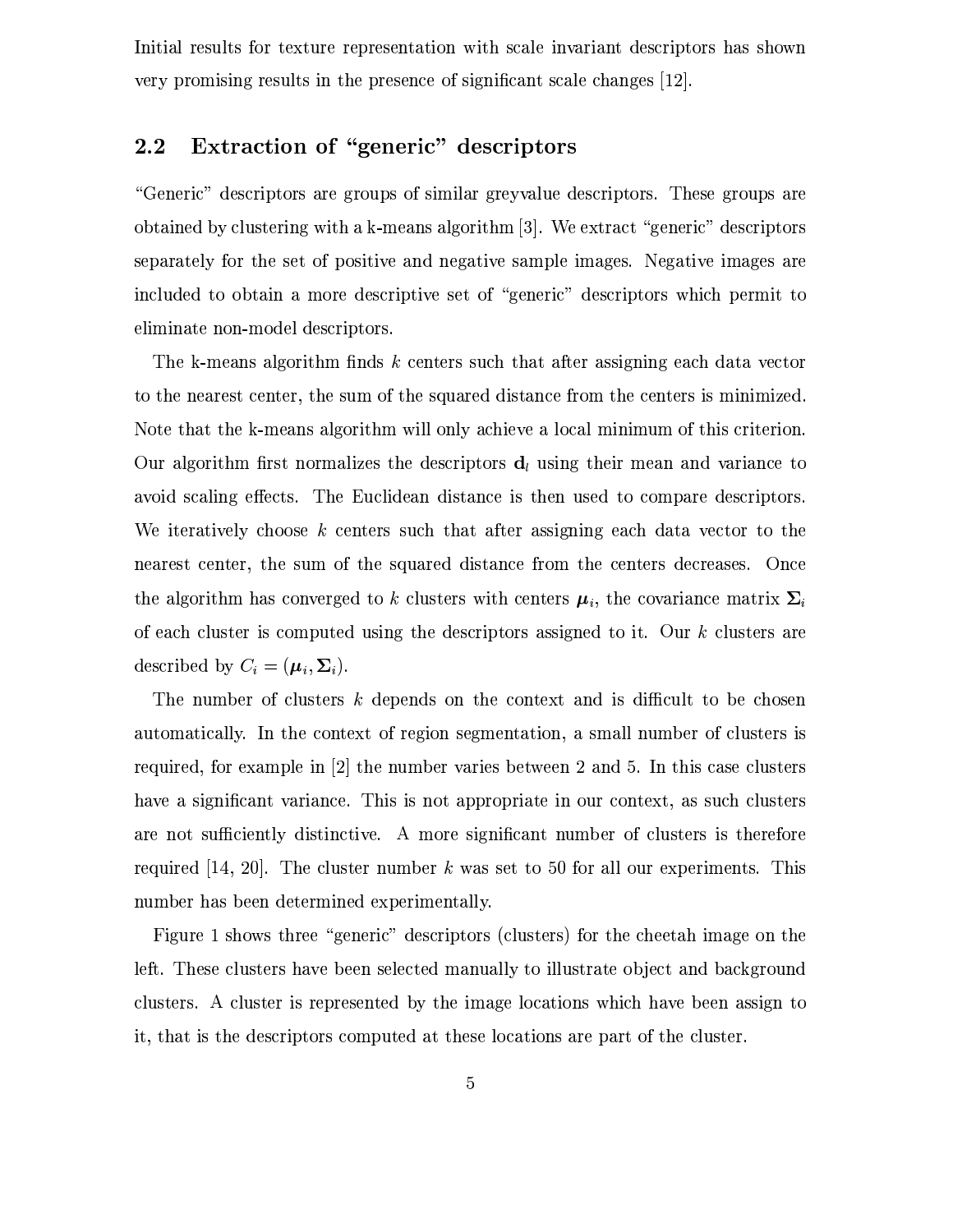Initial results for texture representation with scale invariant descriptors has shown very promising results in the presence of significant scale changes [12].

## 2.2 Extraction of "generic" descriptors

"Generic" descriptors are groups of similar greyvalue descriptors. These groups are obtained by clustering with a k-means algorithm [3]. We extract "generic" descriptors separately for the set of positive and negative sample images. Negative images are included to obtain a more descriptive set of "generic" descriptors which permit to eliminate non-model descriptors.

The k-means algorithm finds $k$ centers such that after assigning each data vector to the nearest center, the sum of the squared distance from the centers is minimized. Note that the k-means algorithm will only achieve a local minimum of this criterion. Our algorithm first normalizes the descriptors $\mathbf{d}_l$ using their mean and variance to avoid scaling effects. The Euclidean distance is then used to compare descriptors. We iteratively choose $k$ centers such that after assigning each data vector to the nearest center, the sum of the squared distance from the centers decreases. Once the algorithm has converged to $k$ clusters with centers $\boldsymbol{\mu}_i$, the covariance matrix $\boldsymbol{\Sigma}_i$ of each cluster is computed using the descriptors assigned to it. Our $k$ clusters are described by $C_i = (\boldsymbol{\mu}_i, \boldsymbol{\Sigma}_i)$.

The number of clusters $k$ depends on the context and is difficult to be chosen automatically. In the context of region segmentation, a small number of clusters is required, for example in [2] the number varies between 2 and 5. In this case clusters have a significant variance. This is not appropriate in our context, as such clusters are not sufficiently distinctive. A more significant number of clusters is therefore required [14, 20]. The cluster number $k$ was set to 50 for all our experiments. This number has been determined experimentally.

Figure 1 shows three "generic" descriptors (clusters) for the cheetah image on the left. These clusters have been selected manually to illustrate object and background clusters. A cluster is represented by the image locations which have been assign to it, that is the descriptors computed at these locations are part of the cluster.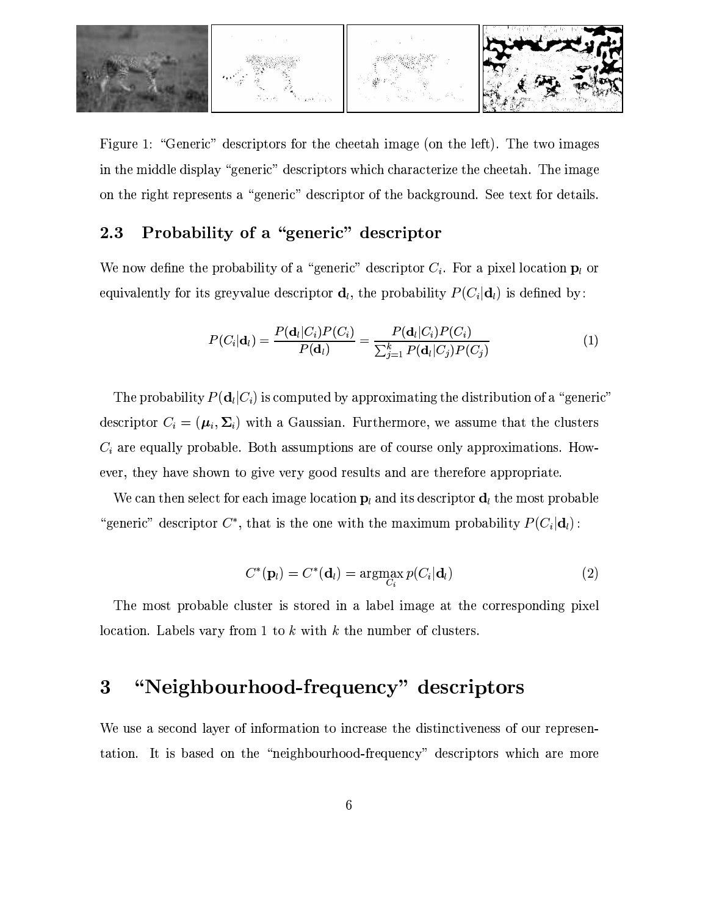Figure 1: "Generic" descriptors for the cheetah image (on the left). The two images in the middle display "generic" descriptors which characterize the cheetah. The image on the right represents a "generic" descriptor of the background. See text for details.

### 2.3 Probability of a "generic" descriptor

We now define the probability of a "generic" descriptor $C_i$. For a pixel location $\mathbf{p}_l$ or equivalently for its greyvalue descriptor $\mathbf{d}_l$, the probability $P(C_i|\mathbf{d}_l)$ is defined by:

$$P(C_i|\mathbf{d}_l) = \frac{P(\mathbf{d}_l|C_i)P(C_i)}{P(\mathbf{d}_l)} = \frac{P(\mathbf{d}_l|C_i)P(C_i)}{\sum_{j=1}^{k} P(\mathbf{d}_l|C_j)P(C_j)} \tag{1}$$

The probability $P(\mathbf{d}_l|C_i)$ is computed by approximating the distribution of a "generic" descriptor $C_i = (\boldsymbol{\mu}_i, \boldsymbol{\Sigma}_i)$ with a Gaussian. Furthermore, we assume that the clusters $C_i$ are equally probable. Both assumptions are of course only approximations. However, they have shown to give very good results and are therefore appropriate.

We can then select for each image location $\mathbf{p}_l$ and its descriptor $\mathbf{d}_l$ the most probable "generic" descriptor $C^*$, that is the one with the maximum probability $P(C_i|\mathbf{d}_l)$:

$$C^*(\mathbf{p}_l) = C^*(\mathbf{d}_l) = \underset{C_i}{\operatorname{argmax}}\, p(C_i|\mathbf{d}_l) \tag{2}$$

The most probable cluster is stored in a label image at the corresponding pixel location. Labels vary from 1 to $k$ with $k$ the number of clusters.

## 3 "Neighbourhood-frequency" descriptors

We use a second layer of information to increase the distinctiveness of our representation. It is based on the "neighbourhood-frequency" descriptors which are more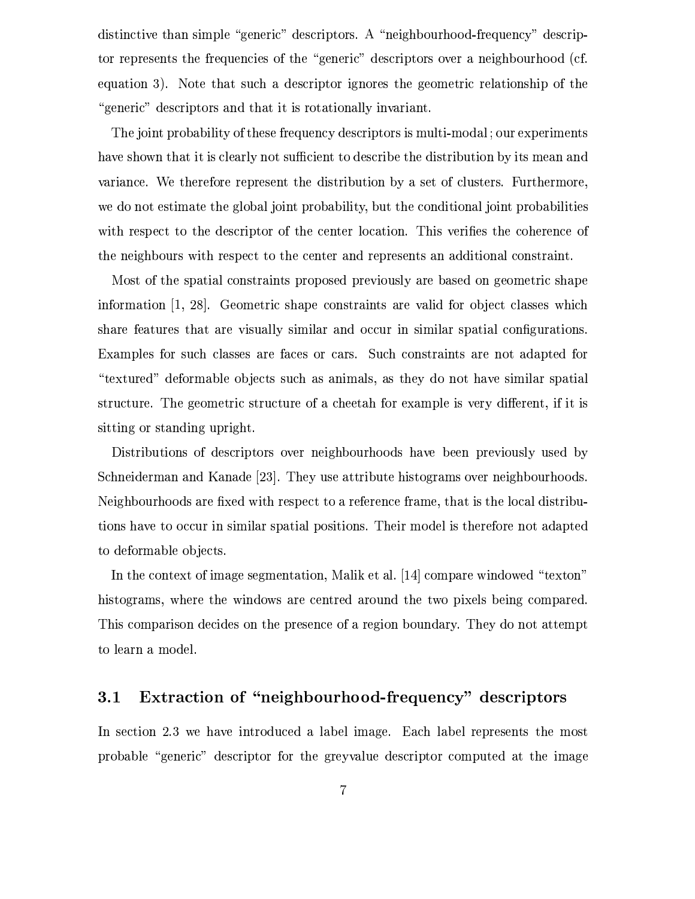distinctive than simple "generic" descriptors. A "neighbourhood-frequency" descriptor represents the frequencies of the "generic" descriptors over a neighbourhood (cf. equation 3). Note that such a descriptor ignores the geometric relationship of the "generic" descriptors and that it is rotationally invariant.

The joint probability of these frequency descriptors is multi-modal; our experiments have shown that it is clearly not sufficient to describe the distribution by its mean and variance. We therefore represent the distribution by a set of clusters. Furthermore, we do not estimate the global joint probability, but the conditional joint probabilities with respect to the descriptor of the center location. This verifies the coherence of the neighbours with respect to the center and represents an additional constraint.

Most of the spatial constraints proposed previously are based on geometric shape information [1, 28]. Geometric shape constraints are valid for object classes which share features that are visually similar and occur in similar spatial configurations. Examples for such classes are faces or cars. Such constraints are not adapted for "textured" deformable objects such as animals, as they do not have similar spatial structure. The geometric structure of a cheetah for example is very different, if it is sitting or standing upright.

Distributions of descriptors over neighbourhoods have been previously used by Schneiderman and Kanade [23]. They use attribute histograms over neighbourhoods. Neighbourhoods are fixed with respect to a reference frame, that is the local distributions have to occur in similar spatial positions. Their model is therefore not adapted to deformable objects.

In the context of image segmentation, Malik et al. [14] compare windowed "texton" histograms, where the windows are centred around the two pixels being compared. This comparison decides on the presence of a region boundary. They do not attempt to learn a model.

## 3.1 Extraction of "neighbourhood-frequency" descriptors

In section 2.3 we have introduced a label image. Each label represents the most probable "generic" descriptor for the greyvalue descriptor computed at the image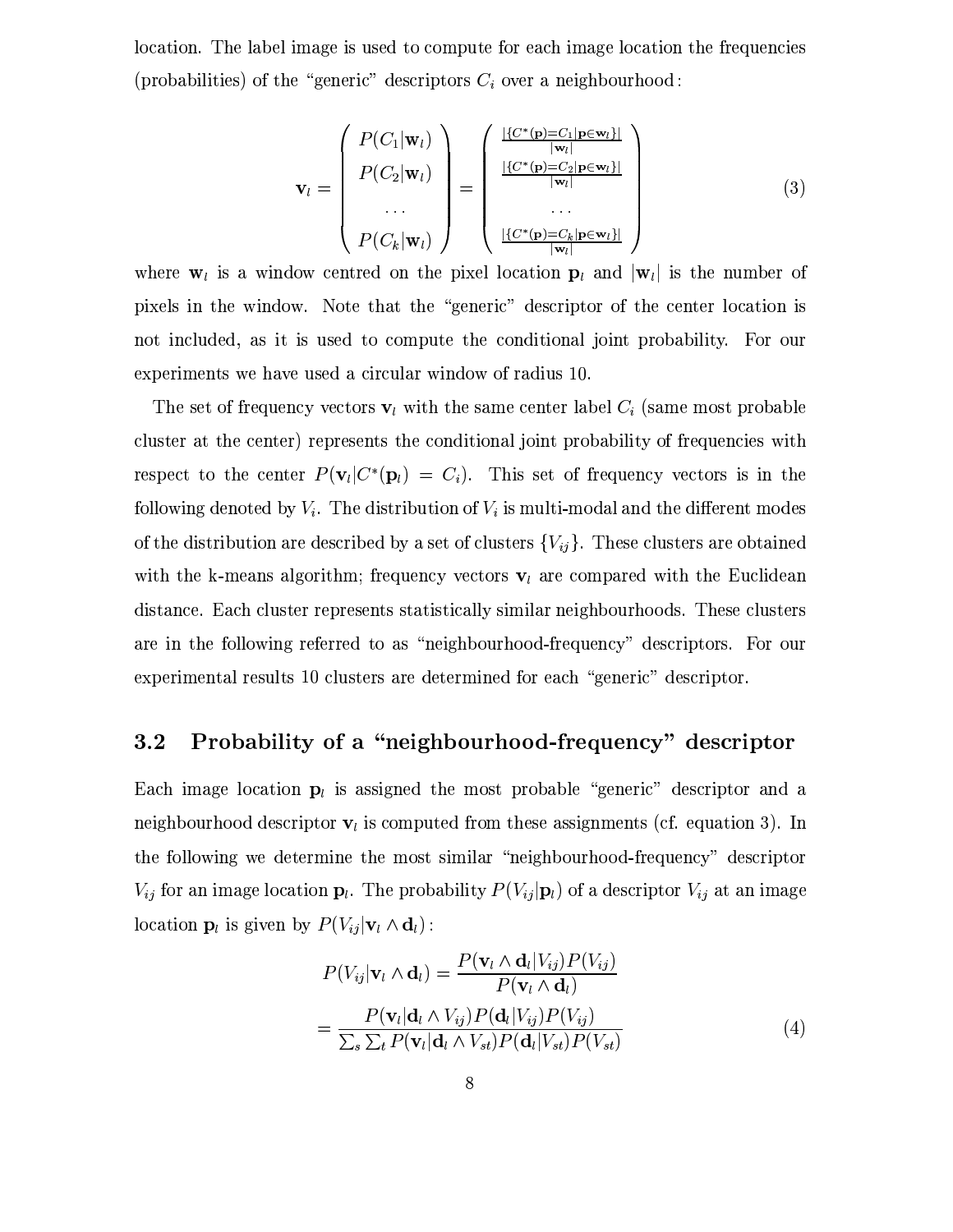location. The label image is used to compute for each image location the frequencies (probabilities) of the "generic" descriptors $C_i$ over a neighbourhood:

$$\mathbf{v}_l = \begin{pmatrix} P(C_1|\mathbf{w}_l) \\ P(C_2|\mathbf{w}_l) \\ \dots \\ P(C_k|\mathbf{w}_l) \end{pmatrix} = \begin{pmatrix} \frac{|\{C^*(\mathbf{p})=C_1|\mathbf{p}\in\mathbf{w}_l\}|}{|\mathbf{w}_l|} \\ \frac{|\{C^*(\mathbf{p})=C_2|\mathbf{p}\in\mathbf{w}_l\}|}{|\mathbf{w}_l|} \\ \dots \\ \frac{|\{C^*(\mathbf{p})=C_k|\mathbf{p}\in\mathbf{w}_l\}|}{|\mathbf{w}_l|} \end{pmatrix} \tag{3}$$

where $\mathbf{w}_l$ is a window centred on the pixel location $\mathbf{p}_l$ and $|\mathbf{w}_l|$ is the number of pixels in the window. Note that the "generic" descriptor of the center location is not included, as it is used to compute the conditional joint probability. For our experiments we have used a circular window of radius 10.

The set of frequency vectors $\mathbf{v}_l$ with the same center label $C_i$ (same most probable cluster at the center) represents the conditional joint probability of frequencies with respect to the center $P(\mathbf{v}_l|C^*(\mathbf{p}_l) = C_i)$. This set of frequency vectors is in the following denoted by $V_i$. The distribution of $V_i$ is multi-modal and the different modes of the distribution are described by a set of clusters $\{V_{ij}\}$. These clusters are obtained with the k-means algorithm; frequency vectors $\mathbf{v}_l$ are compared with the Euclidean distance. Each cluster represents statistically similar neighbourhoods. These clusters are in the following referred to as "neighbourhood-frequency" descriptors. For our experimental results 10 clusters are determined for each "generic" descriptor.

## 3.2 Probability of a "neighbourhood-frequency" descriptor

Each image location $\mathbf{p}_l$ is assigned the most probable "generic" descriptor and a neighbourhood descriptor $\mathbf{v}_l$ is computed from these assignments (cf. equation 3). In the following we determine the most similar "neighbourhood-frequency" descriptor $V_{ij}$ for an image location $\mathbf{p}_l$. The probability $P(V_{ij}|\mathbf{p}_l)$ of a descriptor $V_{ij}$ at an image location $\mathbf{p}_l$ is given by $P(V_{ij}|\mathbf{v}_l \wedge \mathbf{d}_l)$:

$$\begin{aligned} P(V_{ij}|\mathbf{v}_l \wedge \mathbf{d}_l) &= \frac{P(\mathbf{v}_l \wedge \mathbf{d}_l|V_{ij})P(V_{ij})}{P(\mathbf{v}_l \wedge \mathbf{d}_l)} \\ &= \frac{P(\mathbf{v}_l|\mathbf{d}_l \wedge V_{ij})P(\mathbf{d}_l|V_{ij})P(V_{ij})}{\sum_s \sum_t P(\mathbf{v}_l|\mathbf{d}_l \wedge V_{st})P(\mathbf{d}_l|V_{st})P(V_{st})} \end{aligned} \tag{4}$$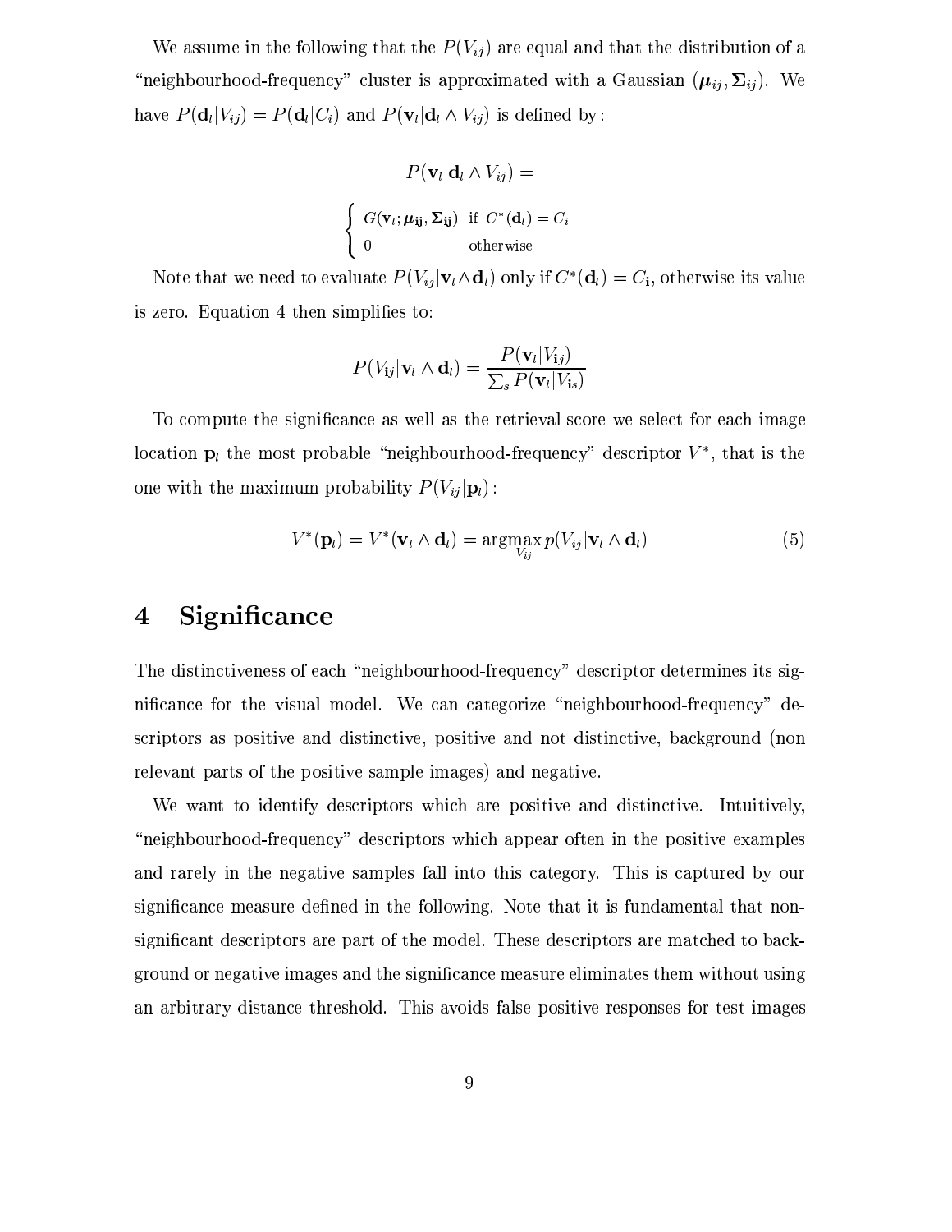We assume in the following that the $P(V_{ij})$ are equal and that the distribution of a "neighbourhood-frequency" cluster is approximated with a Gaussian $(\boldsymbol{\mu}_{ij}, \boldsymbol{\Sigma}_{ij})$. We have $P(\mathbf{d}_l|V_{ij}) = P(\mathbf{d}_l|C_i)$ and $P(\mathbf{v}_l|\mathbf{d}_l \wedge V_{ij})$ is defined by:

$$P(\mathbf{v}_l|\mathbf{d}_l \wedge V_{ij}) =$$

$$\begin{cases} G(\mathbf{v}_l; \boldsymbol{\mu}_{\mathbf{ij}}, \boldsymbol{\Sigma}_{\mathbf{ij}}) & \text{if } C^*(\mathbf{d}_l) = C_i \\ 0 & \text{otherwise} \end{cases}$$

Note that we need to evaluate $P(V_{ij}|\mathbf{v}_l \wedge \mathbf{d}_l)$ only if $C^*(\mathbf{d}_l) = C_{\mathbf{i}}$, otherwise its value is zero. Equation 4 then simplifies to:

$$P(V_{\mathbf{ij}}|\mathbf{v}_l \wedge \mathbf{d}_l) = \frac{P(\mathbf{v}_l|V_{\mathbf{ij}})}{\sum_s P(\mathbf{v}_l|V_{\mathbf{is}})}$$

To compute the significance as well as the retrieval score we select for each image location $\mathbf{p}_l$ the most probable "neighbourhood-frequency" descriptor $V^*$, that is the one with the maximum probability $P(V_{ij}|\mathbf{p}_l)$:

$$V^*(\mathbf{p}_l) = V^*(\mathbf{v}_l \wedge \mathbf{d}_l) = \operatorname*{argmax}_{V_{ij}} p(V_{ij}|\mathbf{v}_l \wedge \mathbf{d}_l) \tag{5}$$

# 4 Significance

The distinctiveness of each "neighbourhood-frequency" descriptor determines its significance for the visual model. We can categorize "neighbourhood-frequency" descriptors as positive and distinctive, positive and not distinctive, background (non relevant parts of the positive sample images) and negative.

We want to identify descriptors which are positive and distinctive. Intuitively, "neighbourhood-frequency" descriptors which appear often in the positive examples and rarely in the negative samples fall into this category. This is captured by our significance measure defined in the following. Note that it is fundamental that non-significant descriptors are part of the model. These descriptors are matched to background or negative images and the significance measure eliminates them without using an arbitrary distance threshold. This avoids false positive responses for test images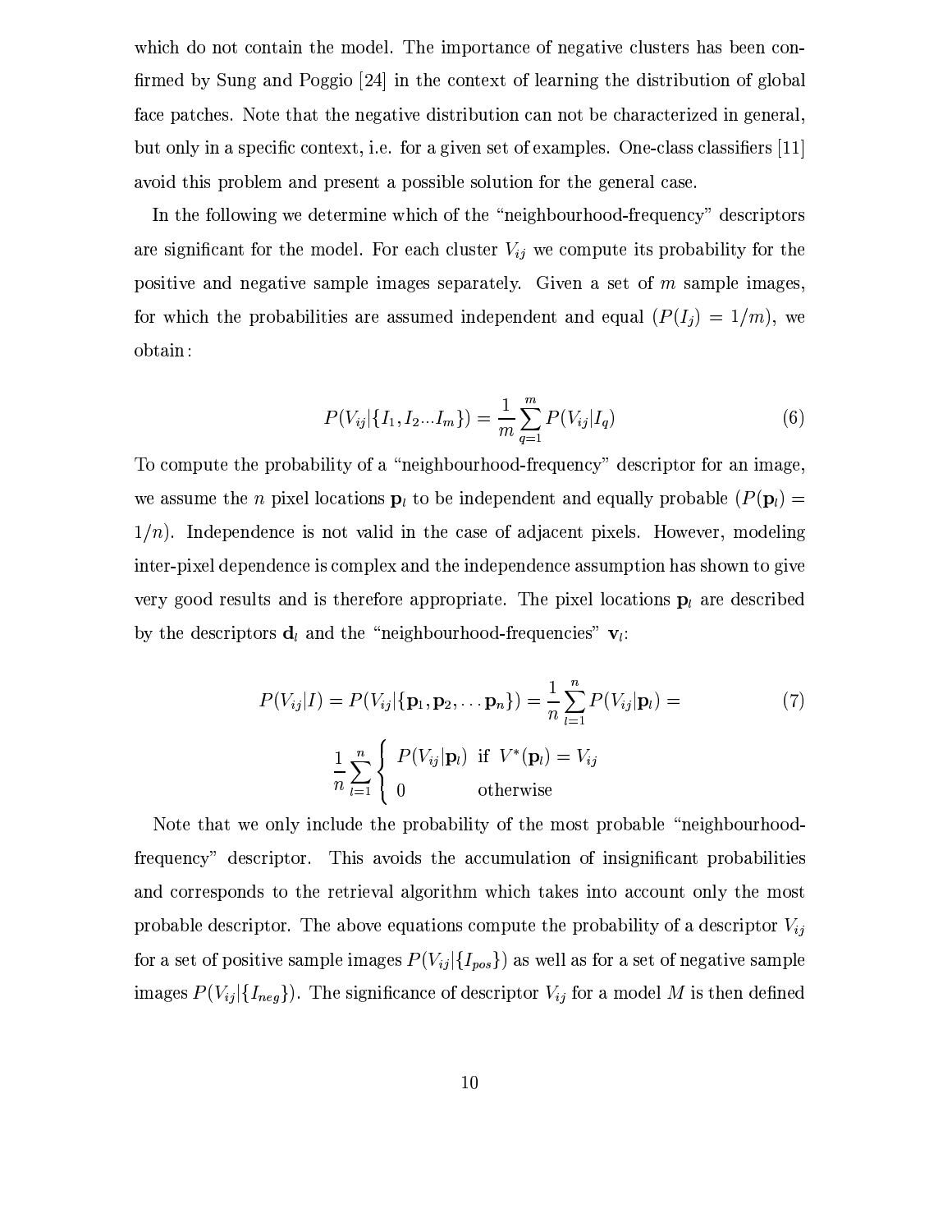which do not contain the model. The importance of negative clusters has been confirmed by Sung and Poggio [24] in the context of learning the distribution of global face patches. Note that the negative distribution can not be characterized in general, but only in a specific context, i.e. for a given set of examples. One-class classifiers [11] avoid this problem and present a possible solution for the general case.

In the following we determine which of the "neighbourhood-frequency" descriptors are significant for the model. For each cluster $V_{ij}$ we compute its probability for the positive and negative sample images separately. Given a set of $m$ sample images, for which the probabilities are assumed independent and equal ($P(I_j) = 1/m$), we obtain:

$$P(V_{ij}|\{I_1, I_2 ... I_m\}) = \frac{1}{m}\sum_{q=1}^{m} P(V_{ij}|I_q) \tag{6}$$

To compute the probability of a "neighbourhood-frequency" descriptor for an image, we assume the $n$ pixel locations $\mathbf{p}_l$ to be independent and equally probable ($P(\mathbf{p}_l) = 1/n$). Independence is not valid in the case of adjacent pixels. However, modeling inter-pixel dependence is complex and the independence assumption has shown to give very good results and is therefore appropriate. The pixel locations $\mathbf{p}_l$ are described by the descriptors $\mathbf{d}_l$ and the "neighbourhood-frequencies" $\mathbf{v}_l$:

$$P(V_{ij}|I) = P(V_{ij}|\{\mathbf{p}_1, \mathbf{p}_2, \ldots \mathbf{p}_n\}) = \frac{1}{n}\sum_{l=1}^{n} P(V_{ij}|\mathbf{p}_l) = \tag{7}$$

$$\frac{1}{n}\sum_{l=1}^{n} \begin{cases} P(V_{ij}|\mathbf{p}_l) & \text{if } V^*(\mathbf{p}_l) = V_{ij} \\ 0 & \text{otherwise} \end{cases}$$

Note that we only include the probability of the most probable "neighbourhood-frequency" descriptor. This avoids the accumulation of insignificant probabilities and corresponds to the retrieval algorithm which takes into account only the most probable descriptor. The above equations compute the probability of a descriptor $V_{ij}$ for a set of positive sample images $P(V_{ij}|\{I_{pos}\})$ as well as for a set of negative sample images $P(V_{ij}|\{I_{neg}\})$. The significance of descriptor $V_{ij}$ for a model $M$ is then defined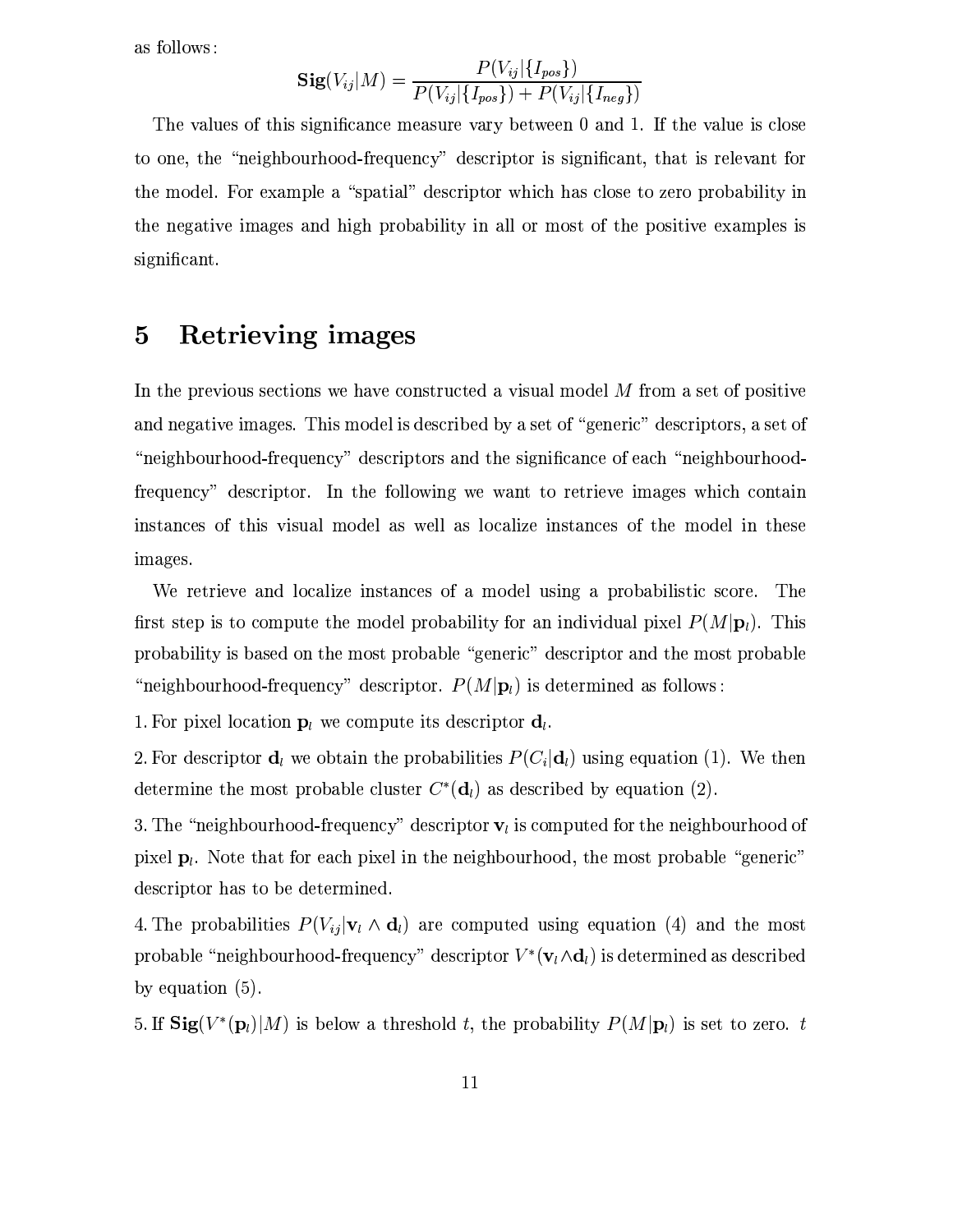as follows:

$$\mathbf{Sig}(V_{ij}|M) = \frac{P(V_{ij}|\{I_{pos}\})}{P(V_{ij}|\{I_{pos}\}) + P(V_{ij}|\{I_{neg}\})}$$

The values of this significance measure vary between 0 and 1. If the value is close to one, the "neighbourhood-frequency" descriptor is significant, that is relevant for the model. For example a "spatial" descriptor which has close to zero probability in the negative images and high probability in all or most of the positive examples is significant.

# 5 Retrieving images

In the previous sections we have constructed a visual model $M$ from a set of positive and negative images. This model is described by a set of "generic" descriptors, a set of "neighbourhood-frequency" descriptors and the significance of each "neighbourhood-frequency" descriptor. In the following we want to retrieve images which contain instances of this visual model as well as localize instances of the model in these images.

We retrieve and localize instances of a model using a probabilistic score. The first step is to compute the model probability for an individual pixel $P(M|\mathbf{p}_l)$. This probability is based on the most probable "generic" descriptor and the most probable "neighbourhood-frequency" descriptor. $P(M|\mathbf{p}_l)$ is determined as follows:

1. For pixel location $\mathbf{p}_l$ we compute its descriptor $\mathbf{d}_l$.

2. For descriptor $\mathbf{d}_l$ we obtain the probabilities $P(C_i|\mathbf{d}_l)$ using equation (1). We then determine the most probable cluster $C^*(\mathbf{d}_l)$ as described by equation (2).

3. The "neighbourhood-frequency" descriptor $\mathbf{v}_l$ is computed for the neighbourhood of pixel $\mathbf{p}_l$. Note that for each pixel in the neighbourhood, the most probable "generic" descriptor has to be determined.

4. The probabilities $P(V_{ij}|\mathbf{v}_l \wedge \mathbf{d}_l)$ are computed using equation (4) and the most probable "neighbourhood-frequency" descriptor $V^*(\mathbf{v}_l \wedge \mathbf{d}_l)$ is determined as described by equation (5).

5. If $\mathbf{Sig}(V^*(\mathbf{p}_l)|M)$ is below a threshold $t$, the probability $P(M|\mathbf{p}_l)$ is set to zero. $t$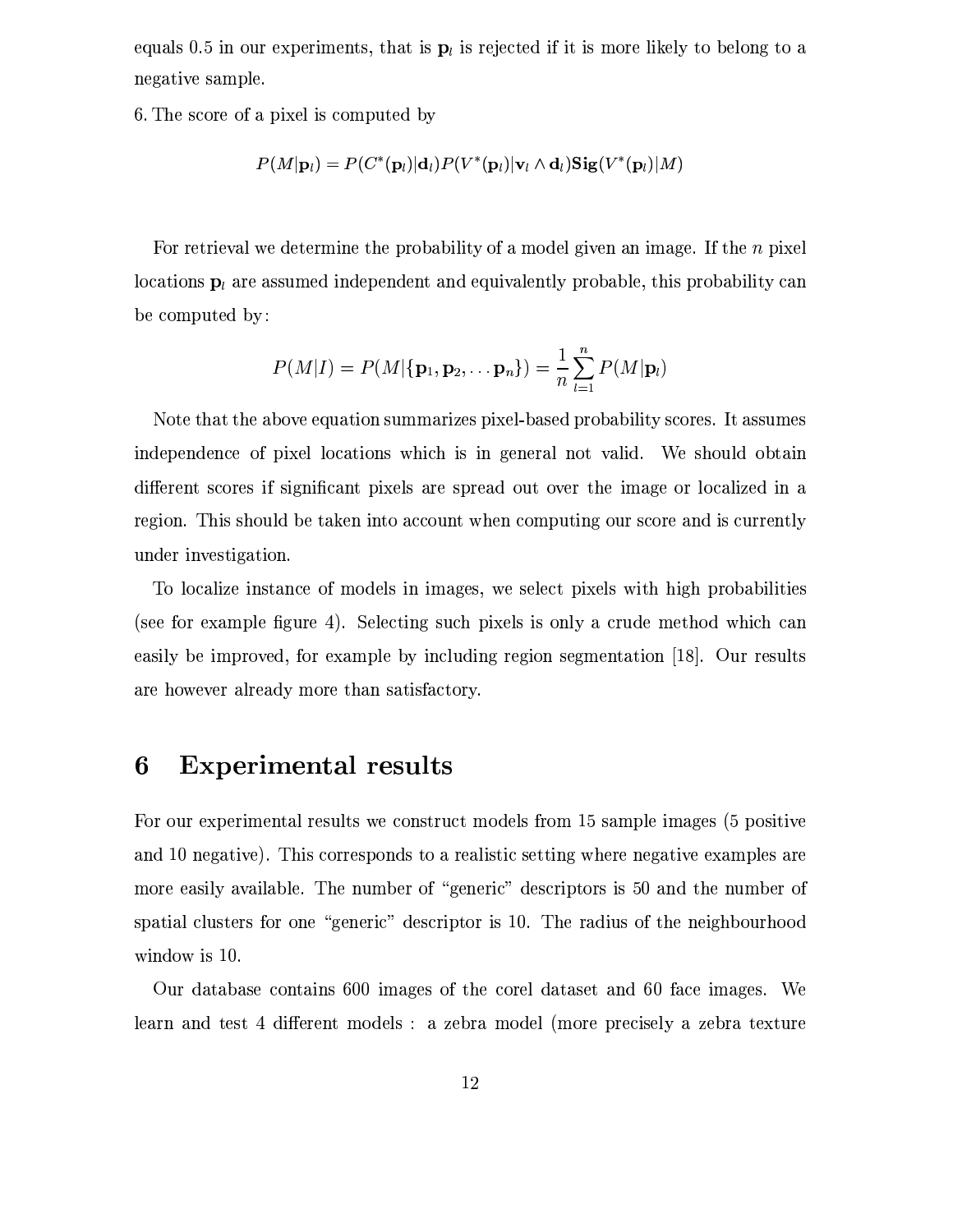equals 0.5 in our experiments, that is $\mathbf{p}_l$ is rejected if it is more likely to belong to a negative sample.

6. The score of a pixel is computed by

$$P(M|\mathbf{p}_l) = P(C^*(\mathbf{p}_l)|\mathbf{d}_l)P(V^*(\mathbf{p}_l)|\mathbf{v}_l \wedge \mathbf{d}_l)\mathbf{Sig}(V^*(\mathbf{p}_l)|M)$$

For retrieval we determine the probability of a model given an image. If the $n$ pixel locations $\mathbf{p}_l$ are assumed independent and equivalently probable, this probability can be computed by:

$$P(M|I) = P(M|\{\mathbf{p}_1, \mathbf{p}_2, \dots \mathbf{p}_n\}) = \frac{1}{n}\sum_{l=1}^{n} P(M|\mathbf{p}_l)$$

Note that the above equation summarizes pixel-based probability scores. It assumes independence of pixel locations which is in general not valid. We should obtain different scores if significant pixels are spread out over the image or localized in a region. This should be taken into account when computing our score and is currently under investigation.

To localize instance of models in images, we select pixels with high probabilities (see for example figure 4). Selecting such pixels is only a crude method which can easily be improved, for example by including region segmentation [18]. Our results are however already more than satisfactory.

# 6 Experimental results

For our experimental results we construct models from 15 sample images (5 positive and 10 negative). This corresponds to a realistic setting where negative examples are more easily available. The number of "generic" descriptors is 50 and the number of spatial clusters for one "generic" descriptor is 10. The radius of the neighbourhood window is 10.

Our database contains 600 images of the corel dataset and 60 face images. We learn and test 4 different models : a zebra model (more precisely a zebra texture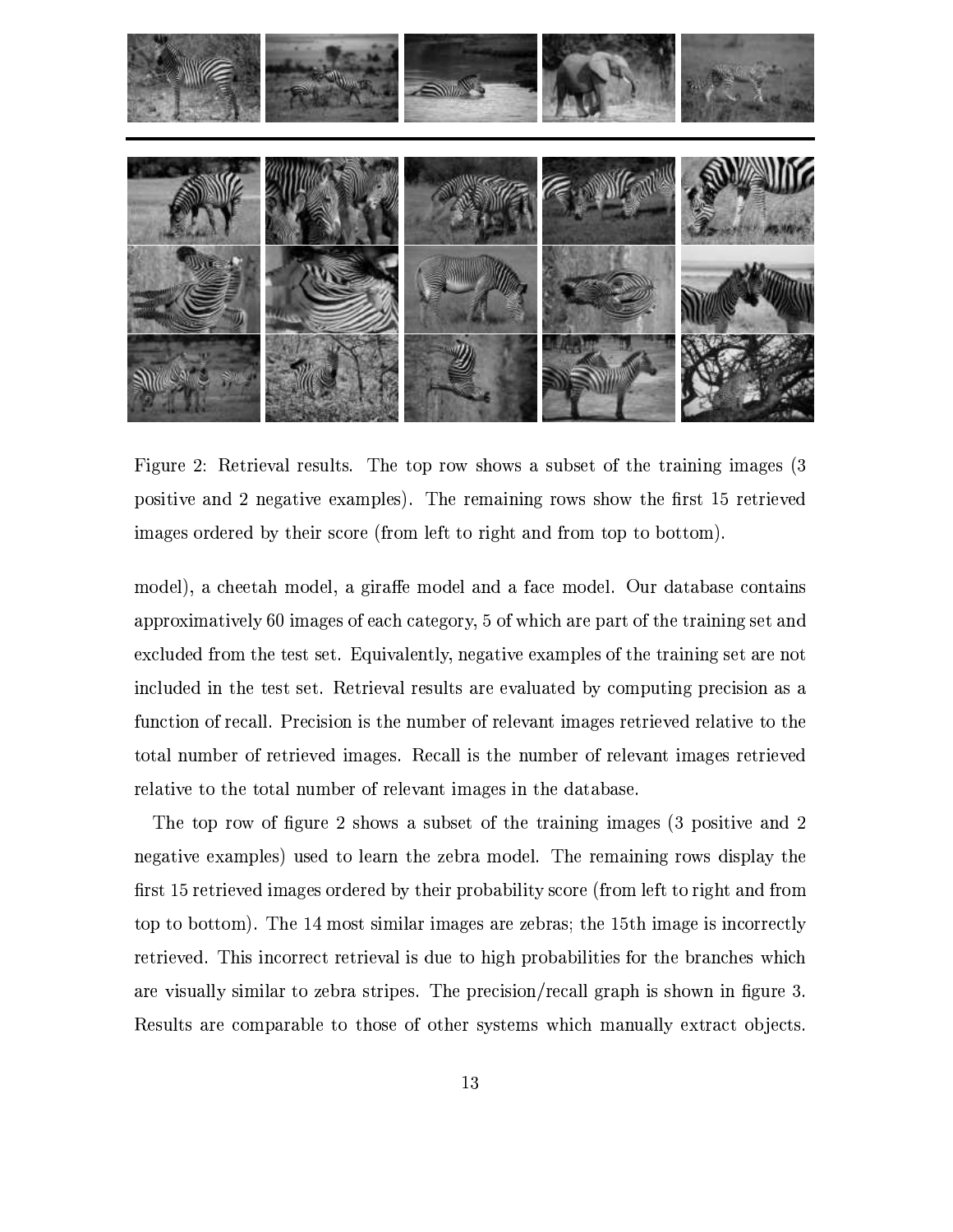Figure 2: Retrieval results. The top row shows a subset of the training images (3 positive and 2 negative examples). The remaining rows show the first 15 retrieved images ordered by their score (from left to right and from top to bottom).

model), a cheetah model, a giraffe model and a face model. Our database contains approximatively 60 images of each category, 5 of which are part of the training set and excluded from the test set. Equivalently, negative examples of the training set are not included in the test set. Retrieval results are evaluated by computing precision as a function of recall. Precision is the number of relevant images retrieved relative to the total number of retrieved images. Recall is the number of relevant images retrieved relative to the total number of relevant images in the database.

The top row of figure 2 shows a subset of the training images (3 positive and 2 negative examples) used to learn the zebra model. The remaining rows display the first 15 retrieved images ordered by their probability score (from left to right and from top to bottom). The 14 most similar images are zebras; the 15th image is incorrectly retrieved. This incorrect retrieval is due to high probabilities for the branches which are visually similar to zebra stripes. The precision/recall graph is shown in figure 3. Results are comparable to those of other systems which manually extract objects.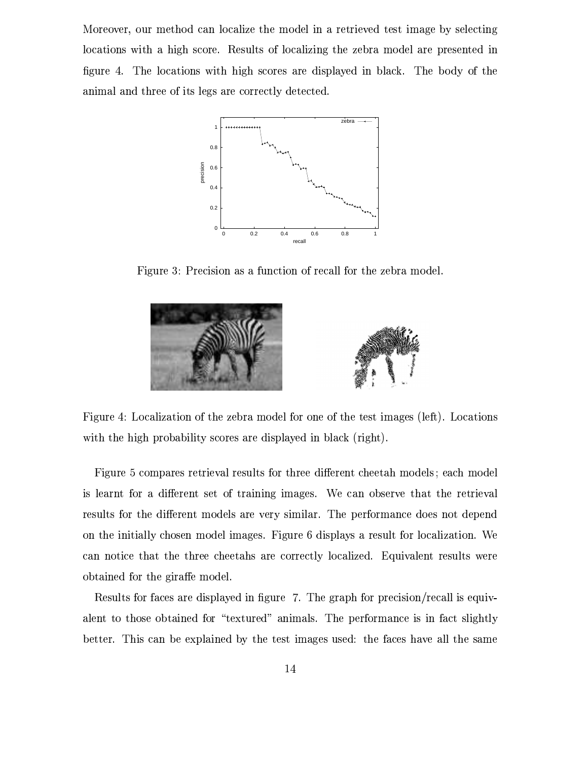Moreover, our method can localize the model in a retrieved test image by selecting locations with a high score. Results of localizing the zebra model are presented in figure 4. The locations with high scores are displayed in black. The body of the animal and three of its legs are correctly detected.

Figure 3: Precision as a function of recall for the zebra model.

Figure 4: Localization of the zebra model for one of the test images (left). Locations with the high probability scores are displayed in black (right).

Figure 5 compares retrieval results for three different cheetah models; each model is learnt for a different set of training images. We can observe that the retrieval results for the different models are very similar. The performance does not depend on the initially chosen model images. Figure 6 displays a result for localization. We can notice that the three cheetahs are correctly localized. Equivalent results were obtained for the giraffe model.

Results for faces are displayed in figure 7. The graph for precision/recall is equivalent to those obtained for "textured" animals. The performance is in fact slightly better. This can be explained by the test images used: the faces have all the same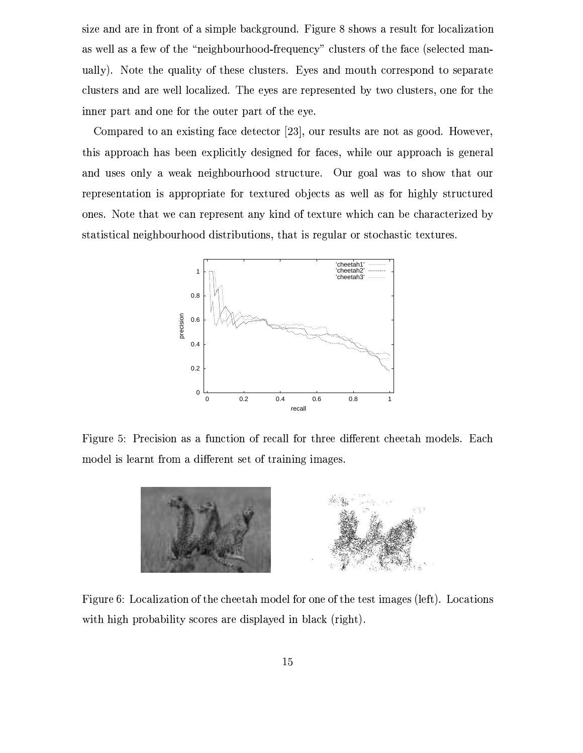size and are in front of a simple background. Figure 8 shows a result for localization as well as a few of the "neighbourhood-frequency" clusters of the face (selected manually). Note the quality of these clusters. Eyes and mouth correspond to separate clusters and are well localized. The eyes are represented by two clusters, one for the inner part and one for the outer part of the eye.

Compared to an existing face detector [23], our results are not as good. However, this approach has been explicitly designed for faces, while our approach is general and uses only a weak neighbourhood structure. Our goal was to show that our representation is appropriate for textured objects as well as for highly structured ones. Note that we can represent any kind of texture which can be characterized by statistical neighbourhood distributions, that is regular or stochastic textures.

Figure 5: Precision as a function of recall for three different cheetah models. Each model is learnt from a different set of training images.

Figure 6: Localization of the cheetah model for one of the test images (left). Locations with high probability scores are displayed in black (right).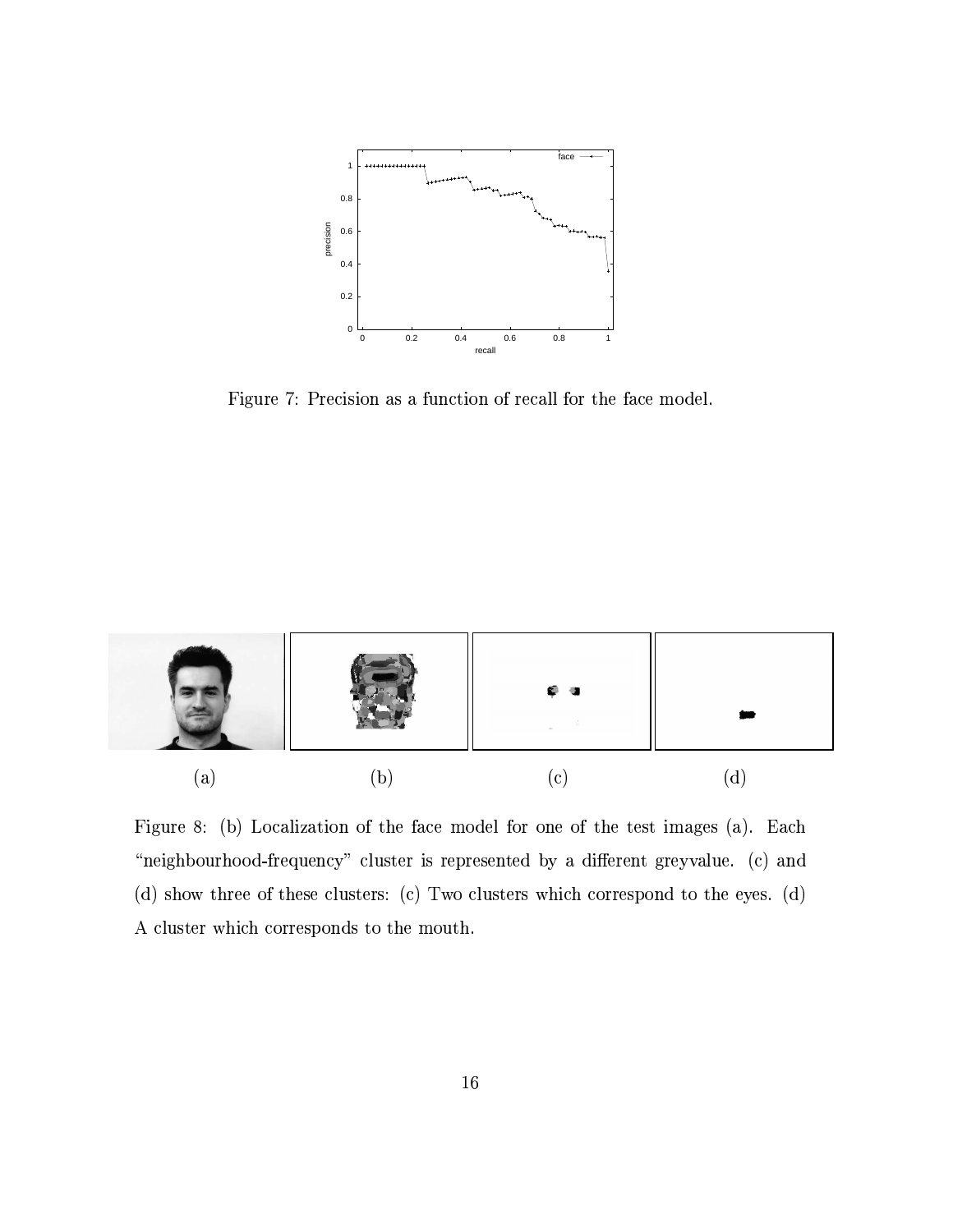Figure 7: Precision as a function of recall for the face model.

(a) (b) (c) (d)

Figure 8: (b) Localization of the face model for one of the test images (a). Each "neighbourhood-frequency" cluster is represented by a different greyvalue. (c) and (d) show three of these clusters: (c) Two clusters which correspond to the eyes. (d) A cluster which corresponds to the mouth.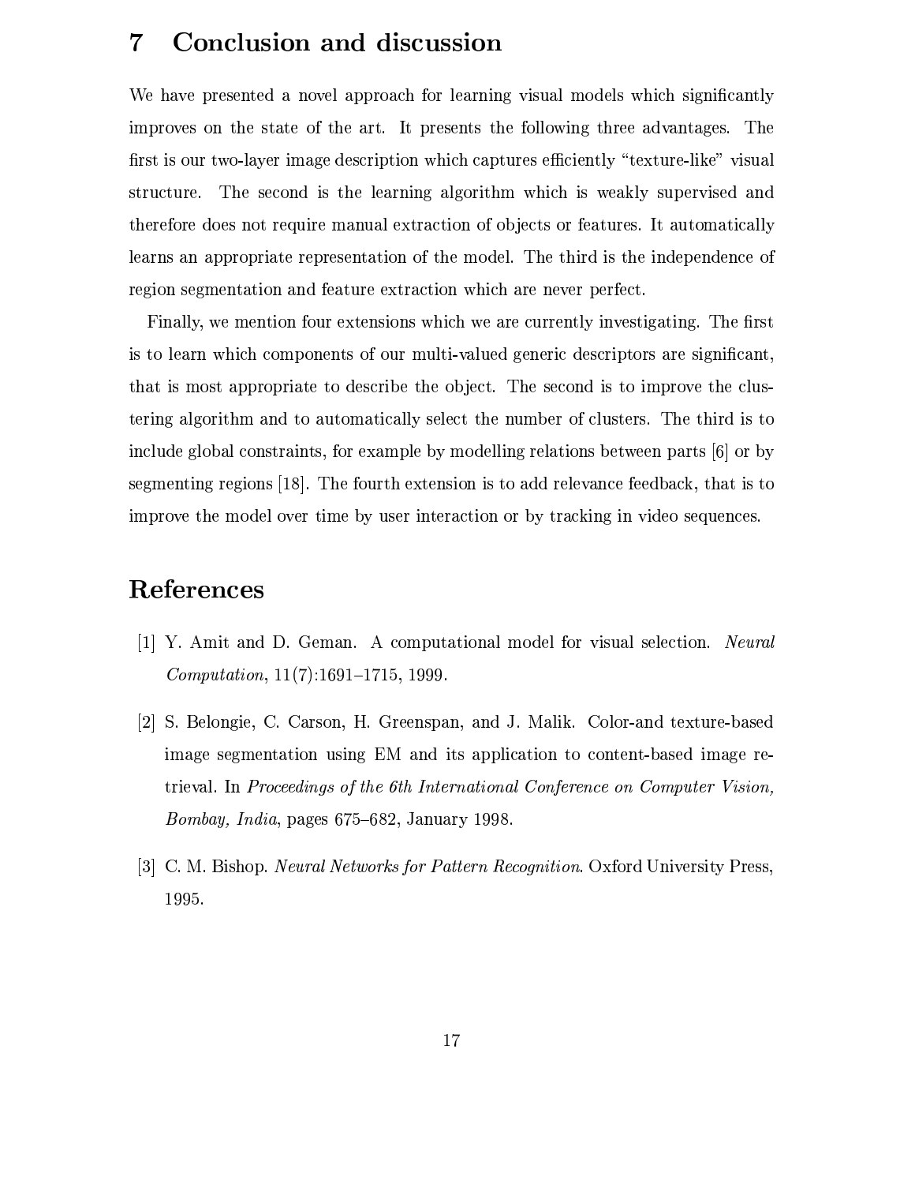# 7 Conclusion and discussion

We have presented a novel approach for learning visual models which significantly improves on the state of the art. It presents the following three advantages. The first is our two-layer image description which captures efficiently "texture-like" visual structure. The second is the learning algorithm which is weakly supervised and therefore does not require manual extraction of objects or features. It automatically learns an appropriate representation of the model. The third is the independence of region segmentation and feature extraction which are never perfect.

Finally, we mention four extensions which we are currently investigating. The first is to learn which components of our multi-valued generic descriptors are significant, that is most appropriate to describe the object. The second is to improve the clustering algorithm and to automatically select the number of clusters. The third is to include global constraints, for example by modelling relations between parts [6] or by segmenting regions [18]. The fourth extension is to add relevance feedback, that is to improve the model over time by user interaction or by tracking in video sequences.

# References

[1] Y. Amit and D. Geman. A computational model for visual selection. *Neural Computation*, 11(7):1691–1715, 1999.

[2] S. Belongie, C. Carson, H. Greenspan, and J. Malik. Color-and texture-based image segmentation using EM and its application to content-based image retrieval. In *Proceedings of the 6th International Conference on Computer Vision, Bombay, India*, pages 675–682, January 1998.

[3] C. M. Bishop. *Neural Networks for Pattern Recognition*. Oxford University Press, 1995.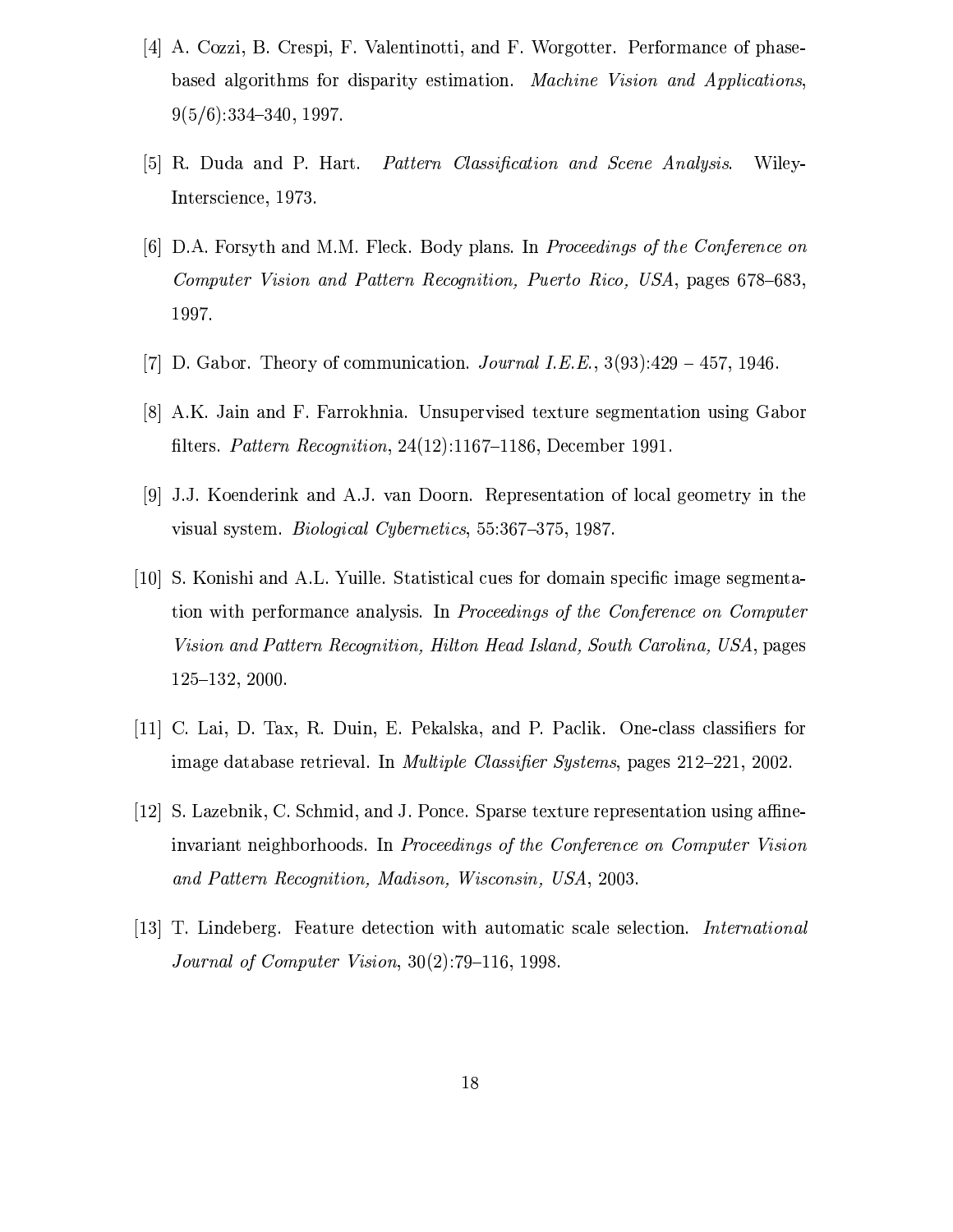[4] A. Cozzi, B. Crespi, F. Valentinotti, and F. Worgotter. Performance of phase-based algorithms for disparity estimation. *Machine Vision and Applications*, 9(5/6):334–340, 1997.

[5] R. Duda and P. Hart. *Pattern Classification and Scene Analysis*. Wiley-Interscience, 1973.

[6] D.A. Forsyth and M.M. Fleck. Body plans. In *Proceedings of the Conference on Computer Vision and Pattern Recognition, Puerto Rico, USA*, pages 678–683, 1997.

[7] D. Gabor. Theory of communication. *Journal I.E.E.*, 3(93):429 – 457, 1946.

[8] A.K. Jain and F. Farrokhnia. Unsupervised texture segmentation using Gabor filters. *Pattern Recognition*, 24(12):1167–1186, December 1991.

[9] J.J. Koenderink and A.J. van Doorn. Representation of local geometry in the visual system. *Biological Cybernetics*, 55:367–375, 1987.

[10] S. Konishi and A.L. Yuille. Statistical cues for domain specific image segmentation with performance analysis. In *Proceedings of the Conference on Computer Vision and Pattern Recognition, Hilton Head Island, South Carolina, USA*, pages 125–132, 2000.

[11] C. Lai, D. Tax, R. Duin, E. Pekalska, and P. Paclik. One-class classifiers for image database retrieval. In *Multiple Classifier Systems*, pages 212–221, 2002.

[12] S. Lazebnik, C. Schmid, and J. Ponce. Sparse texture representation using affine-invariant neighborhoods. In *Proceedings of the Conference on Computer Vision and Pattern Recognition, Madison, Wisconsin, USA*, 2003.

[13] T. Lindeberg. Feature detection with automatic scale selection. *International Journal of Computer Vision*, 30(2):79–116, 1998.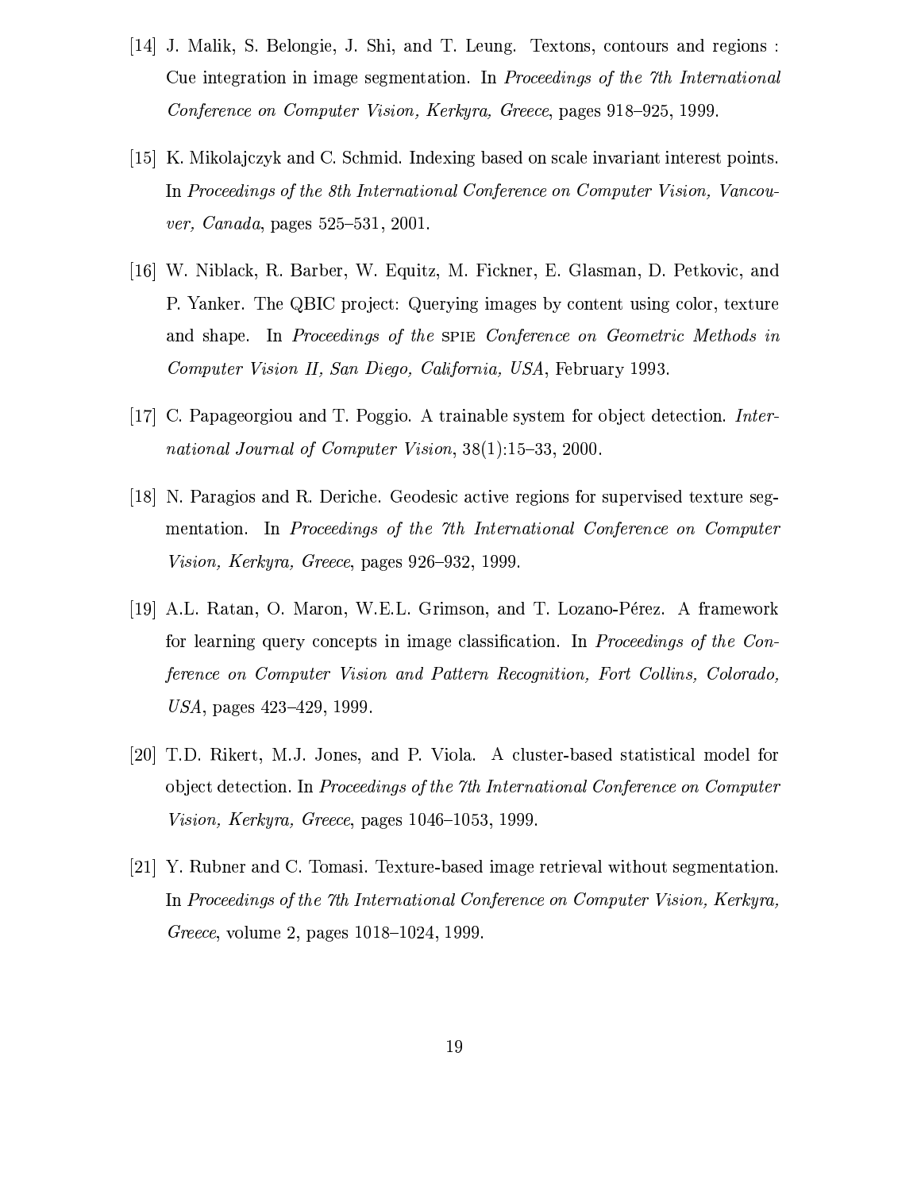[14] J. Malik, S. Belongie, J. Shi, and T. Leung. Textons, contours and regions : Cue integration in image segmentation. In *Proceedings of the 7th International Conference on Computer Vision, Kerkyra, Greece*, pages 918–925, 1999.

[15] K. Mikolajczyk and C. Schmid. Indexing based on scale invariant interest points. In *Proceedings of the 8th International Conference on Computer Vision, Vancouver, Canada*, pages 525–531, 2001.

[16] W. Niblack, R. Barber, W. Equitz, M. Fickner, E. Glasman, D. Petkovic, and P. Yanker. The QBIC project: Querying images by content using color, texture and shape. In *Proceedings of the* SPIE *Conference on Geometric Methods in Computer Vision II, San Diego, California, USA*, February 1993.

[17] C. Papageorgiou and T. Poggio. A trainable system for object detection. *International Journal of Computer Vision*, 38(1):15–33, 2000.

[18] N. Paragios and R. Deriche. Geodesic active regions for supervised texture segmentation. In *Proceedings of the 7th International Conference on Computer Vision, Kerkyra, Greece*, pages 926–932, 1999.

[19] A.L. Ratan, O. Maron, W.E.L. Grimson, and T. Lozano-Pérez. A framework for learning query concepts in image classification. In *Proceedings of the Conference on Computer Vision and Pattern Recognition, Fort Collins, Colorado, USA*, pages 423–429, 1999.

[20] T.D. Rikert, M.J. Jones, and P. Viola. A cluster-based statistical model for object detection. In *Proceedings of the 7th International Conference on Computer Vision, Kerkyra, Greece*, pages 1046–1053, 1999.

[21] Y. Rubner and C. Tomasi. Texture-based image retrieval without segmentation. In *Proceedings of the 7th International Conference on Computer Vision, Kerkyra, Greece*, volume 2, pages 1018–1024, 1999.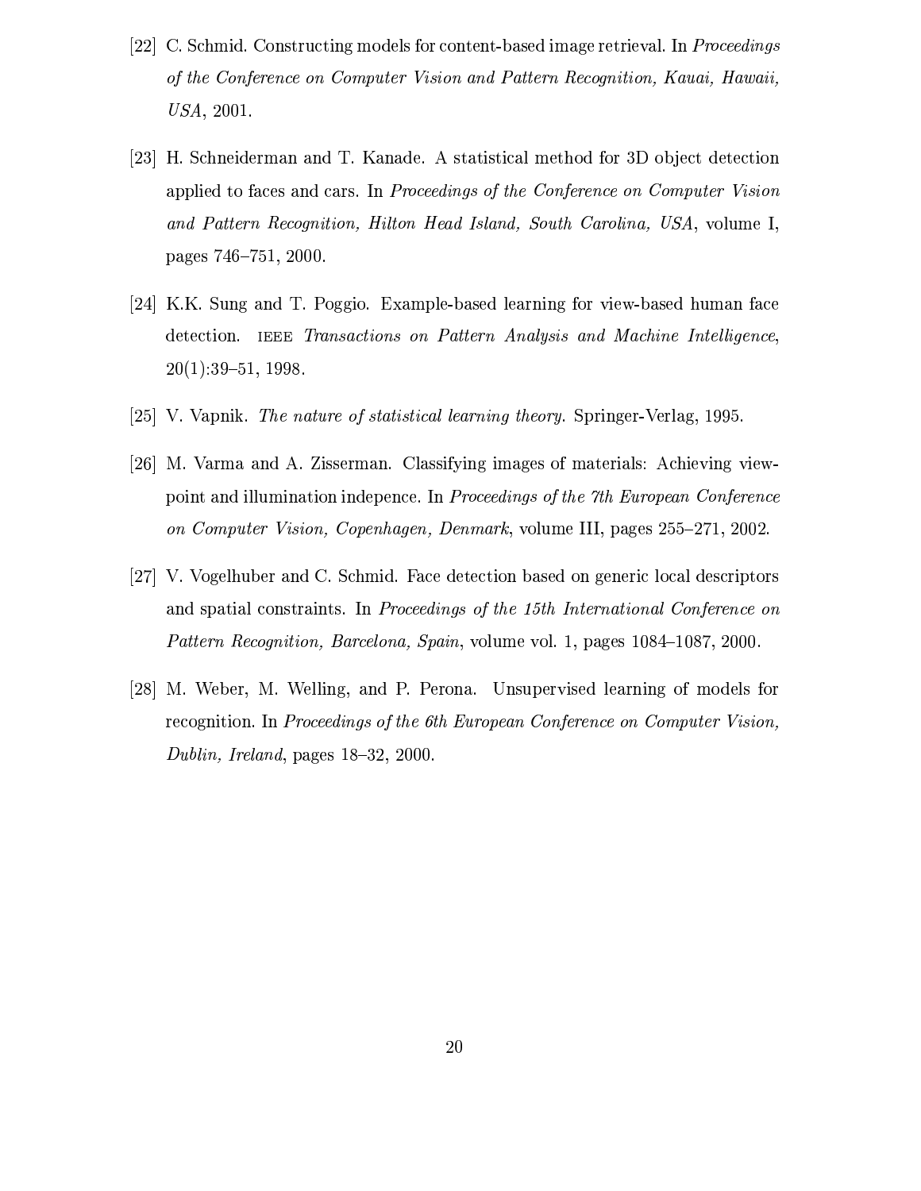[22] C. Schmid. Constructing models for content-based image retrieval. In *Proceedings of the Conference on Computer Vision and Pattern Recognition, Kauai, Hawaii, USA*, 2001.

[23] H. Schneiderman and T. Kanade. A statistical method for 3D object detection applied to faces and cars. In *Proceedings of the Conference on Computer Vision and Pattern Recognition, Hilton Head Island, South Carolina, USA*, volume I, pages 746–751, 2000.

[24] K.K. Sung and T. Poggio. Example-based learning for view-based human face detection. IEEE *Transactions on Pattern Analysis and Machine Intelligence*, 20(1):39–51, 1998.

[25] V. Vapnik. *The nature of statistical learning theory.* Springer-Verlag, 1995.

[26] M. Varma and A. Zisserman. Classifying images of materials: Achieving viewpoint and illumination indepence. In *Proceedings of the 7th European Conference on Computer Vision, Copenhagen, Denmark*, volume III, pages 255–271, 2002.

[27] V. Vogelhuber and C. Schmid. Face detection based on generic local descriptors and spatial constraints. In *Proceedings of the 15th International Conference on Pattern Recognition, Barcelona, Spain*, volume vol. 1, pages 1084–1087, 2000.

[28] M. Weber, M. Welling, and P. Perona. Unsupervised learning of models for recognition. In *Proceedings of the 6th European Conference on Computer Vision, Dublin, Ireland*, pages 18–32, 2000.